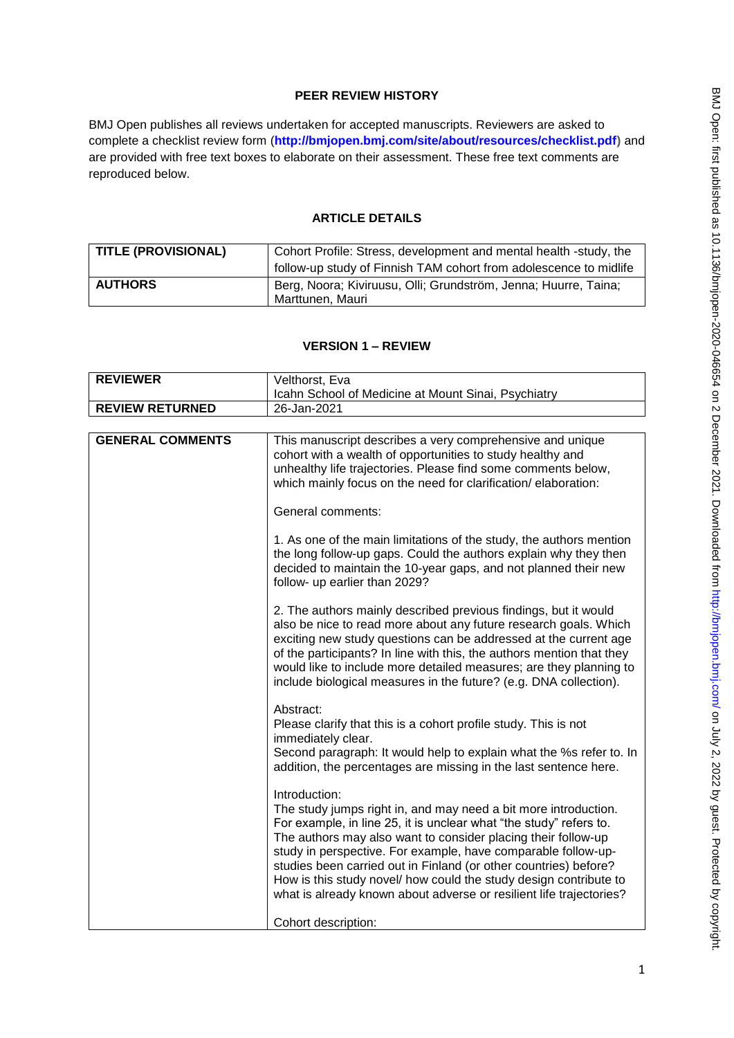**PEER REVIEW HISTORY**

BMJ Open publishes all reviews undertaken for accepted manuscripts. Reviewers are asked to complete a checklist review form (**http://bmjopen.bmj.com/site/about/resources/checklist.pdf**) and are provided with free text boxes to elaborate on their assessment. These free text comments are reproduced below.

**ARTICLE DETAILS**

| **TITLE (PROVISIONAL)** | Cohort Profile: Stress, development and mental health -study, the follow-up study of Finnish TAM cohort from adolescence to midlife |
|---|---|
| **AUTHORS** | Berg, Noora; Kiviruusu, Olli; Grundström, Jenna; Huurre, Taina; Marttunen, Mauri |

**VERSION 1 – REVIEW**

| **REVIEWER** | Velthorst, Eva<br>Icahn School of Medicine at Mount Sinai, Psychiatry |
|---|---|
| **REVIEW RETURNED** | 26-Jan-2021 |

| **GENERAL COMMENTS** | This manuscript describes a very comprehensive and unique cohort with a wealth of opportunities to study healthy and unhealthy life trajectories. Please find some comments below, which mainly focus on the need for clarification/ elaboration:<br><br>General comments:<br><br>1. As one of the main limitations of the study, the authors mention the long follow-up gaps. Could the authors explain why they then decided to maintain the 10-year gaps, and not planned their new follow- up earlier than 2029?<br><br>2. The authors mainly described previous findings, but it would also be nice to read more about any future research goals. Which exciting new study questions can be addressed at the current age of the participants? In line with this, the authors mention that they would like to include more detailed measures; are they planning to include biological measures in the future? (e.g. DNA collection).<br><br>Abstract:<br>Please clarify that this is a cohort profile study. This is not immediately clear.<br>Second paragraph: It would help to explain what the %s refer to. In addition, the percentages are missing in the last sentence here.<br><br>Introduction:<br>The study jumps right in, and may need a bit more introduction. For example, in line 25, it is unclear what "the study" refers to. The authors may also want to consider placing their follow-up study in perspective. For example, have comparable follow-up-studies been carried out in Finland (or other countries) before? How is this study novel/ how could the study design contribute to what is already known about adverse or resilient life trajectories?<br><br>Cohort description: |
|---|---|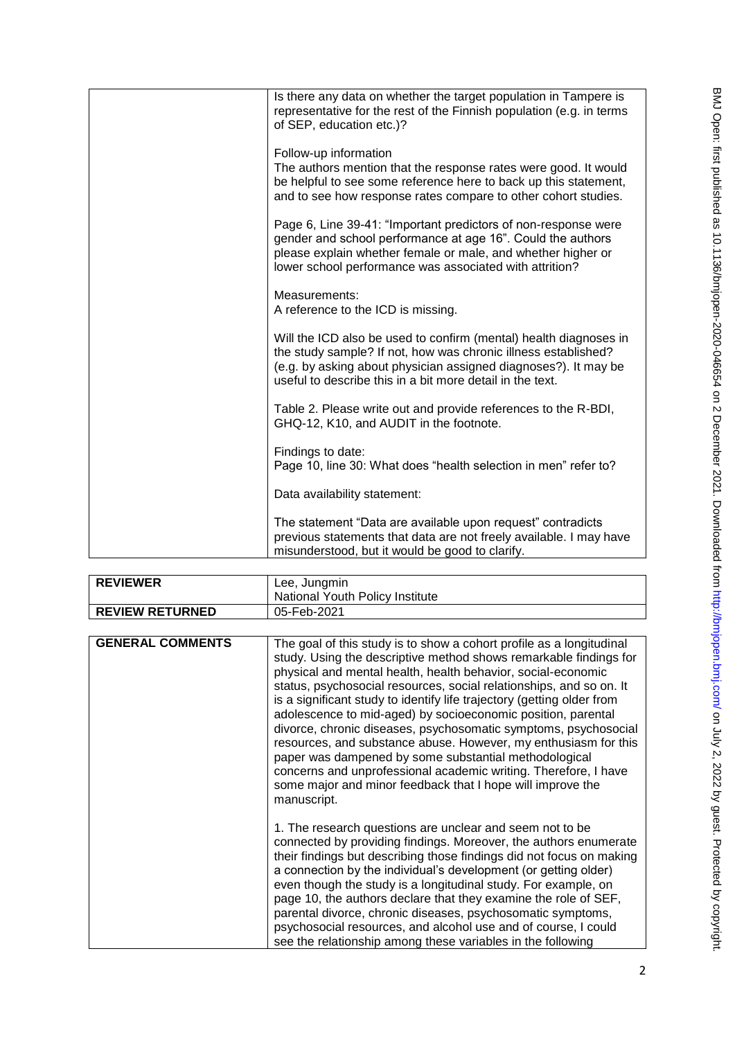| | |
|---|---|
| | Is there any data on whether the target population in Tampere is representative for the rest of the Finnish population (e.g. in terms of SEP, education etc.)?<br><br>Follow-up information<br>The authors mention that the response rates were good. It would be helpful to see some reference here to back up this statement, and to see how response rates compare to other cohort studies.<br><br>Page 6, Line 39-41: "Important predictors of non-response were gender and school performance at age 16". Could the authors please explain whether female or male, and whether higher or lower school performance was associated with attrition?<br><br>Measurements:<br>A reference to the ICD is missing.<br><br>Will the ICD also be used to confirm (mental) health diagnoses in the study sample? If not, how was chronic illness established? (e.g. by asking about physician assigned diagnoses?). It may be useful to describe this in a bit more detail in the text.<br><br>Table 2. Please write out and provide references to the R-BDI, GHQ-12, K10, and AUDIT in the footnote.<br><br>Findings to date:<br>Page 10, line 30: What does "health selection in men" refer to?<br><br>Data availability statement:<br><br>The statement "Data are available upon request" contradicts previous statements that data are not freely available. I may have misunderstood, but it would be good to clarify. |

| | |
|---|---|
| **REVIEWER** | Lee, Jungmin<br>National Youth Policy Institute |
| **REVIEW RETURNED** | 05-Feb-2021 |

| | |
|---|---|
| **GENERAL COMMENTS** | The goal of this study is to show a cohort profile as a longitudinal study. Using the descriptive method shows remarkable findings for physical and mental health, health behavior, social-economic status, psychosocial resources, social relationships, and so on. It is a significant study to identify life trajectory (getting older from adolescence to mid-aged) by socioeconomic position, parental divorce, chronic diseases, psychosomatic symptoms, psychosocial resources, and substance abuse. However, my enthusiasm for this paper was dampened by some substantial methodological concerns and unprofessional academic writing. Therefore, I have some major and minor feedback that I hope will improve the manuscript.<br><br>1. The research questions are unclear and seem not to be connected by providing findings. Moreover, the authors enumerate their findings but describing those findings did not focus on making a connection by the individual's development (or getting older) even though the study is a longitudinal study. For example, on page 10, the authors declare that they examine the role of SEF, parental divorce, chronic diseases, psychosomatic symptoms, psychosocial resources, and alcohol use and of course, I could see the relationship among these variables in the following |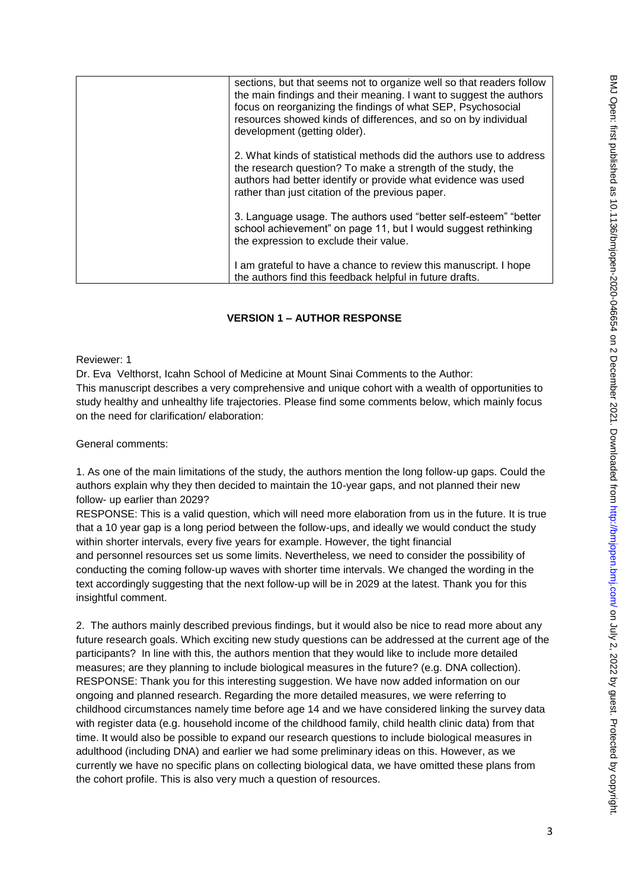| | sections, but that seems not to organize well so that readers follow the main findings and their meaning. I want to suggest the authors focus on reorganizing the findings of what SEP, Psychosocial resources showed kinds of differences, and so on by individual development (getting older).<br><br>2. What kinds of statistical methods did the authors use to address the research question? To make a strength of the study, the authors had better identify or provide what evidence was used rather than just citation of the previous paper.<br><br>3. Language usage. The authors used "better self-esteem" "better school achievement" on page 11, but I would suggest rethinking the expression to exclude their value.<br><br>I am grateful to have a chance to review this manuscript. I hope the authors find this feedback helpful in future drafts. |
|---|---|

## VERSION 1 – AUTHOR RESPONSE

Reviewer: 1

Dr. Eva Velthorst, Icahn School of Medicine at Mount Sinai Comments to the Author:
This manuscript describes a very comprehensive and unique cohort with a wealth of opportunities to study healthy and unhealthy life trajectories. Please find some comments below, which mainly focus on the need for clarification/ elaboration:

General comments:

1. As one of the main limitations of the study, the authors mention the long follow-up gaps. Could the authors explain why they then decided to maintain the 10-year gaps, and not planned their new follow- up earlier than 2029?
RESPONSE: This is a valid question, which will need more elaboration from us in the future. It is true that a 10 year gap is a long period between the follow-ups, and ideally we would conduct the study within shorter intervals, every five years for example. However, the tight financial and personnel resources set us some limits. Nevertheless, we need to consider the possibility of conducting the coming follow-up waves with shorter time intervals. We changed the wording in the text accordingly suggesting that the next follow-up will be in 2029 at the latest. Thank you for this insightful comment.

2. The authors mainly described previous findings, but it would also be nice to read more about any future research goals. Which exciting new study questions can be addressed at the current age of the participants? In line with this, the authors mention that they would like to include more detailed measures; are they planning to include biological measures in the future? (e.g. DNA collection).
RESPONSE: Thank you for this interesting suggestion. We have now added information on our ongoing and planned research. Regarding the more detailed measures, we were referring to childhood circumstances namely time before age 14 and we have considered linking the survey data with register data (e.g. household income of the childhood family, child health clinic data) from that time. It would also be possible to expand our research questions to include biological measures in adulthood (including DNA) and earlier we had some preliminary ideas on this. However, as we currently we have no specific plans on collecting biological data, we have omitted these plans from the cohort profile. This is also very much a question of resources.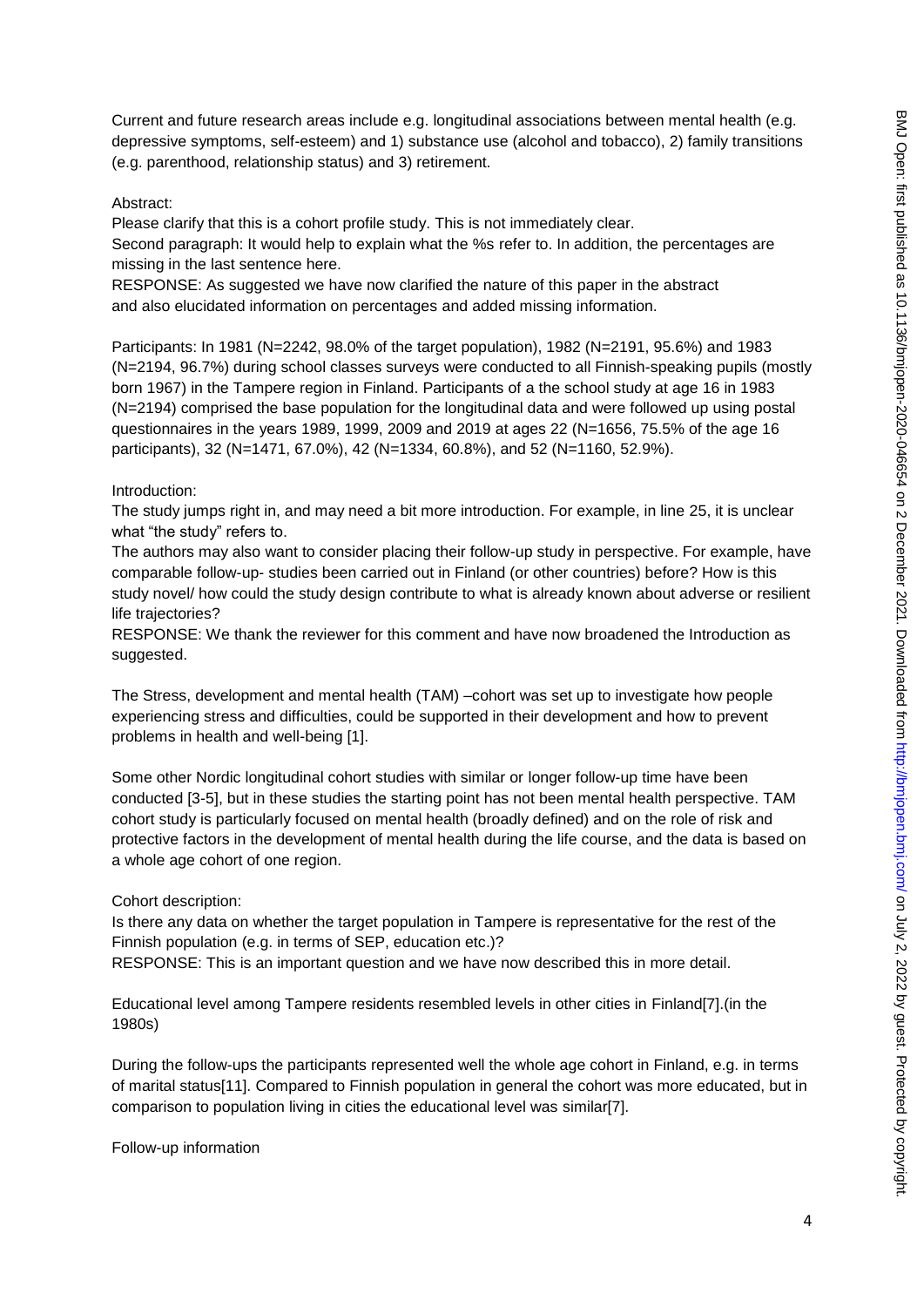Current and future research areas include e.g. longitudinal associations between mental health (e.g. depressive symptoms, self-esteem) and 1) substance use (alcohol and tobacco), 2) family transitions (e.g. parenthood, relationship status) and 3) retirement.

Abstract:

Please clarify that this is a cohort profile study. This is not immediately clear.

Second paragraph: It would help to explain what the %s refer to. In addition, the percentages are missing in the last sentence here.

RESPONSE: As suggested we have now clarified the nature of this paper in the abstract and also elucidated information on percentages and added missing information.

Participants: In 1981 (N=2242, 98.0% of the target population), 1982 (N=2191, 95.6%) and 1983 (N=2194, 96.7%) during school classes surveys were conducted to all Finnish-speaking pupils (mostly born 1967) in the Tampere region in Finland. Participants of a the school study at age 16 in 1983 (N=2194) comprised the base population for the longitudinal data and were followed up using postal questionnaires in the years 1989, 1999, 2009 and 2019 at ages 22 (N=1656, 75.5% of the age 16 participants), 32 (N=1471, 67.0%), 42 (N=1334, 60.8%), and 52 (N=1160, 52.9%).

Introduction:

The study jumps right in, and may need a bit more introduction. For example, in line 25, it is unclear what "the study" refers to.

The authors may also want to consider placing their follow-up study in perspective. For example, have comparable follow-up- studies been carried out in Finland (or other countries) before? How is this study novel/ how could the study design contribute to what is already known about adverse or resilient life trajectories?

RESPONSE: We thank the reviewer for this comment and have now broadened the Introduction as suggested.

The Stress, development and mental health (TAM) –cohort was set up to investigate how people experiencing stress and difficulties, could be supported in their development and how to prevent problems in health and well-being [1].

Some other Nordic longitudinal cohort studies with similar or longer follow-up time have been conducted [3-5], but in these studies the starting point has not been mental health perspective. TAM cohort study is particularly focused on mental health (broadly defined) and on the role of risk and protective factors in the development of mental health during the life course, and the data is based on a whole age cohort of one region.

Cohort description:

Is there any data on whether the target population in Tampere is representative for the rest of the Finnish population (e.g. in terms of SEP, education etc.)?

RESPONSE: This is an important question and we have now described this in more detail.

Educational level among Tampere residents resembled levels in other cities in Finland[7].(in the 1980s)

During the follow-ups the participants represented well the whole age cohort in Finland, e.g. in terms of marital status[11]. Compared to Finnish population in general the cohort was more educated, but in comparison to population living in cities the educational level was similar[7].

Follow-up information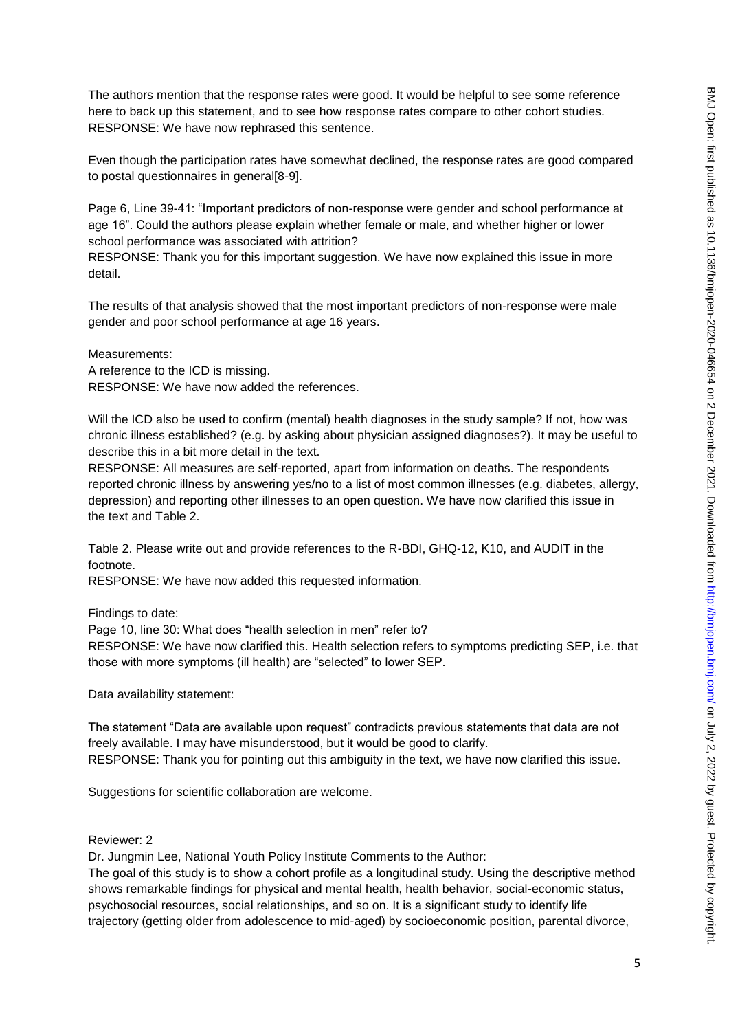The authors mention that the response rates were good. It would be helpful to see some reference here to back up this statement, and to see how response rates compare to other cohort studies.
RESPONSE: We have now rephrased this sentence.

Even though the participation rates have somewhat declined, the response rates are good compared to postal questionnaires in general[8-9].

Page 6, Line 39-41: "Important predictors of non-response were gender and school performance at age 16". Could the authors please explain whether female or male, and whether higher or lower school performance was associated with attrition?
RESPONSE: Thank you for this important suggestion. We have now explained this issue in more detail.

The results of that analysis showed that the most important predictors of non-response were male gender and poor school performance at age 16 years.

Measurements:
A reference to the ICD is missing.
RESPONSE: We have now added the references.

Will the ICD also be used to confirm (mental) health diagnoses in the study sample? If not, how was chronic illness established? (e.g. by asking about physician assigned diagnoses?). It may be useful to describe this in a bit more detail in the text.
RESPONSE: All measures are self-reported, apart from information on deaths. The respondents reported chronic illness by answering yes/no to a list of most common illnesses (e.g. diabetes, allergy, depression) and reporting other illnesses to an open question. We have now clarified this issue in the text and Table 2.

Table 2. Please write out and provide references to the R-BDI, GHQ-12, K10, and AUDIT in the footnote.
RESPONSE: We have now added this requested information.

Findings to date:
Page 10, line 30: What does "health selection in men" refer to?
RESPONSE: We have now clarified this. Health selection refers to symptoms predicting SEP, i.e. that those with more symptoms (ill health) are "selected" to lower SEP.

Data availability statement:

The statement "Data are available upon request" contradicts previous statements that data are not freely available. I may have misunderstood, but it would be good to clarify.
RESPONSE: Thank you for pointing out this ambiguity in the text, we have now clarified this issue.

Suggestions for scientific collaboration are welcome.

Reviewer: 2

Dr. Jungmin Lee, National Youth Policy Institute Comments to the Author:
The goal of this study is to show a cohort profile as a longitudinal study. Using the descriptive method shows remarkable findings for physical and mental health, health behavior, social-economic status, psychosocial resources, social relationships, and so on. It is a significant study to identify life trajectory (getting older from adolescence to mid-aged) by socioeconomic position, parental divorce,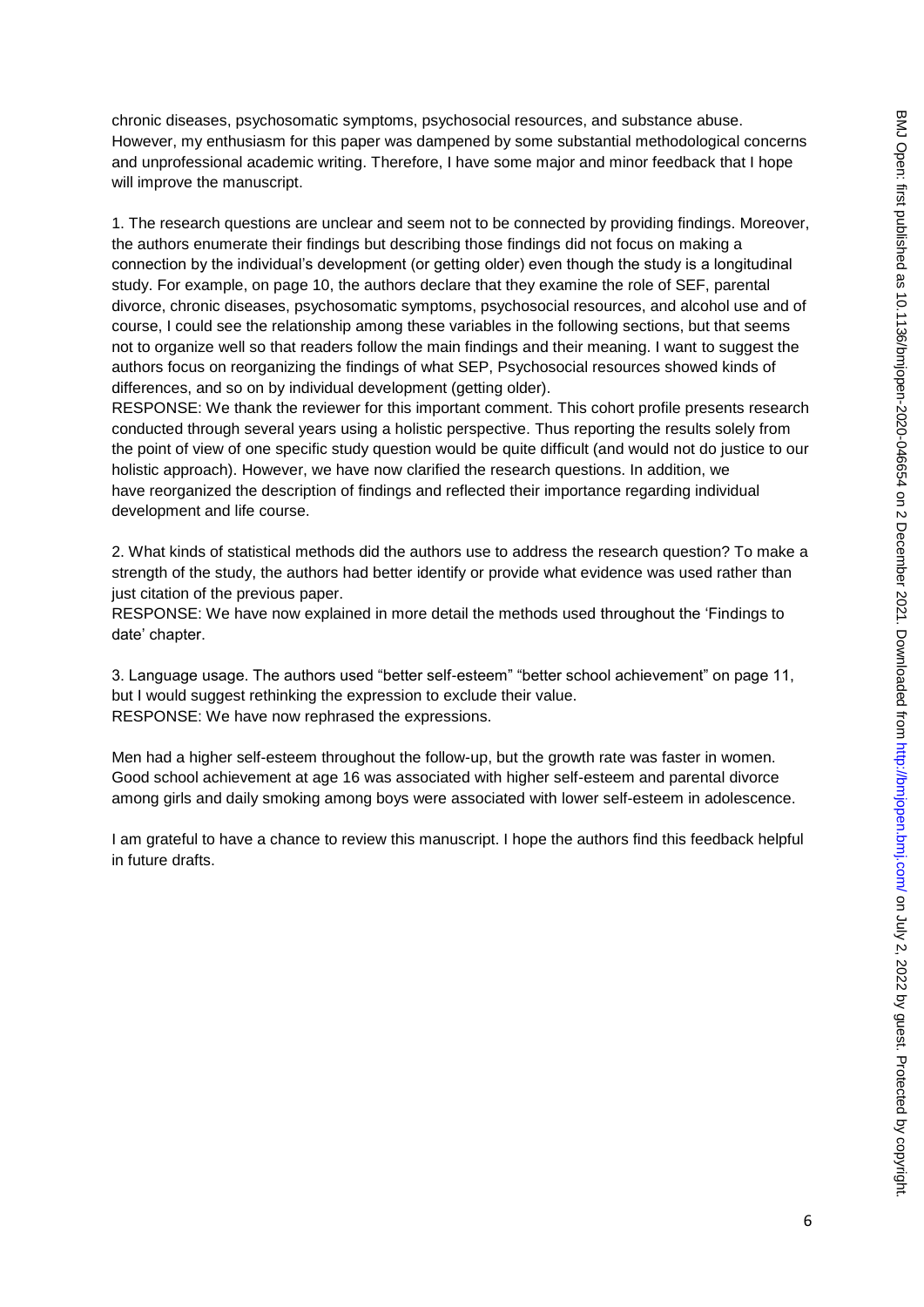chronic diseases, psychosomatic symptoms, psychosocial resources, and substance abuse. However, my enthusiasm for this paper was dampened by some substantial methodological concerns and unprofessional academic writing. Therefore, I have some major and minor feedback that I hope will improve the manuscript.

1. The research questions are unclear and seem not to be connected by providing findings. Moreover, the authors enumerate their findings but describing those findings did not focus on making a connection by the individual's development (or getting older) even though the study is a longitudinal study. For example, on page 10, the authors declare that they examine the role of SEF, parental divorce, chronic diseases, psychosomatic symptoms, psychosocial resources, and alcohol use and of course, I could see the relationship among these variables in the following sections, but that seems not to organize well so that readers follow the main findings and their meaning. I want to suggest the authors focus on reorganizing the findings of what SEP, Psychosocial resources showed kinds of differences, and so on by individual development (getting older).
RESPONSE: We thank the reviewer for this important comment. This cohort profile presents research conducted through several years using a holistic perspective. Thus reporting the results solely from the point of view of one specific study question would be quite difficult (and would not do justice to our holistic approach). However, we have now clarified the research questions. In addition, we have reorganized the description of findings and reflected their importance regarding individual development and life course.

2. What kinds of statistical methods did the authors use to address the research question? To make a strength of the study, the authors had better identify or provide what evidence was used rather than just citation of the previous paper.
RESPONSE: We have now explained in more detail the methods used throughout the 'Findings to date' chapter.

3. Language usage. The authors used "better self-esteem" "better school achievement" on page 11, but I would suggest rethinking the expression to exclude their value.
RESPONSE: We have now rephrased the expressions.

Men had a higher self-esteem throughout the follow-up, but the growth rate was faster in women. Good school achievement at age 16 was associated with higher self-esteem and parental divorce among girls and daily smoking among boys were associated with lower self-esteem in adolescence.

I am grateful to have a chance to review this manuscript. I hope the authors find this feedback helpful in future drafts.